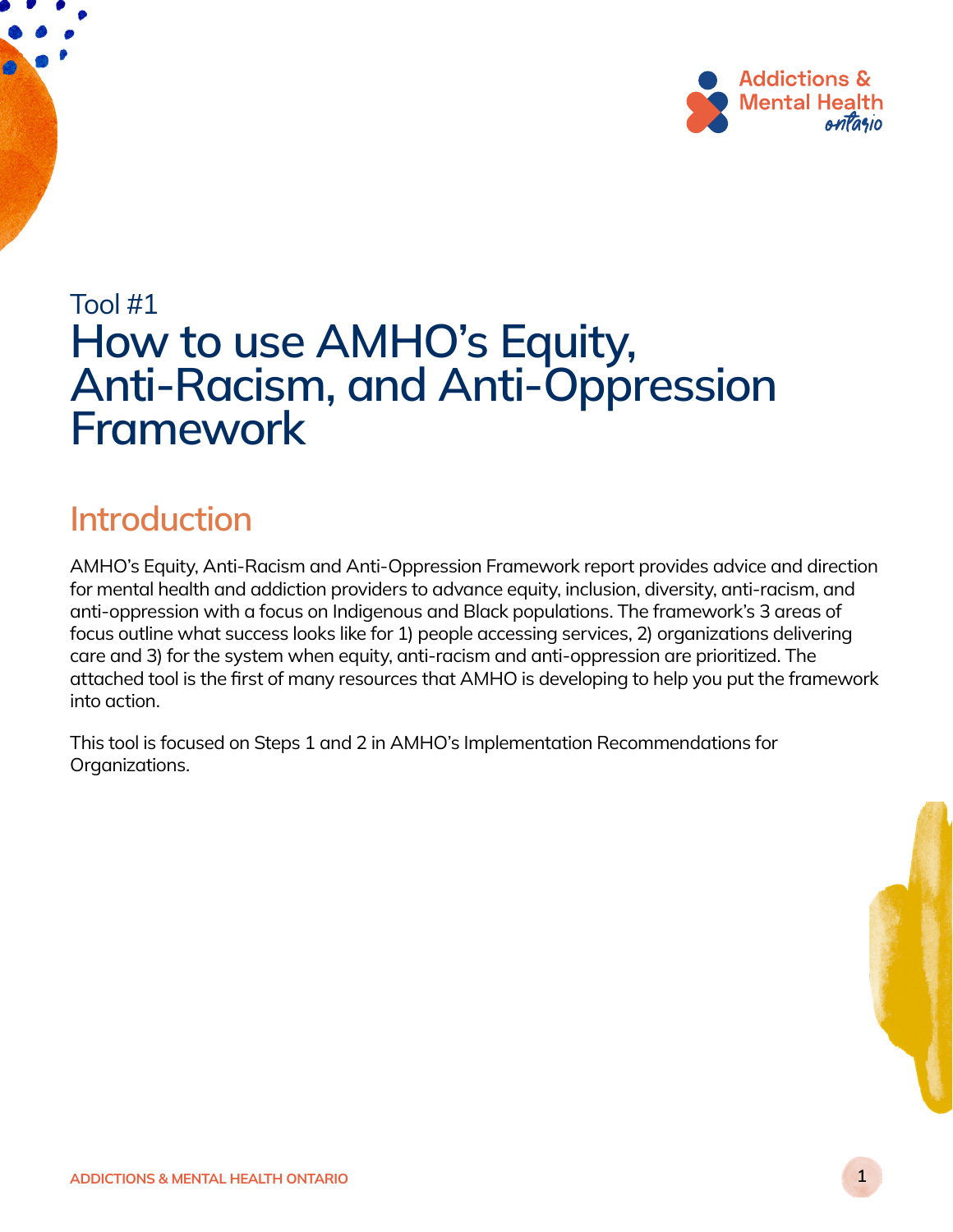Tool #1

# How to use AMHO's Equity, Anti-Racism, and Anti-Oppression Framework

## Introduction

AMHO's Equity, Anti-Racism and Anti-Oppression Framework report provides advice and direction for mental health and addiction providers to advance equity, inclusion, diversity, anti-racism, and anti-oppression with a focus on Indigenous and Black populations. The framework's 3 areas of focus outline what success looks like for 1) people accessing services, 2) organizations delivering care and 3) for the system when equity, anti-racism and anti-oppression are prioritized. The attached tool is the first of many resources that AMHO is developing to help you put the framework into action.

This tool is focused on Steps 1 and 2 in AMHO's Implementation Recommendations for Organizations.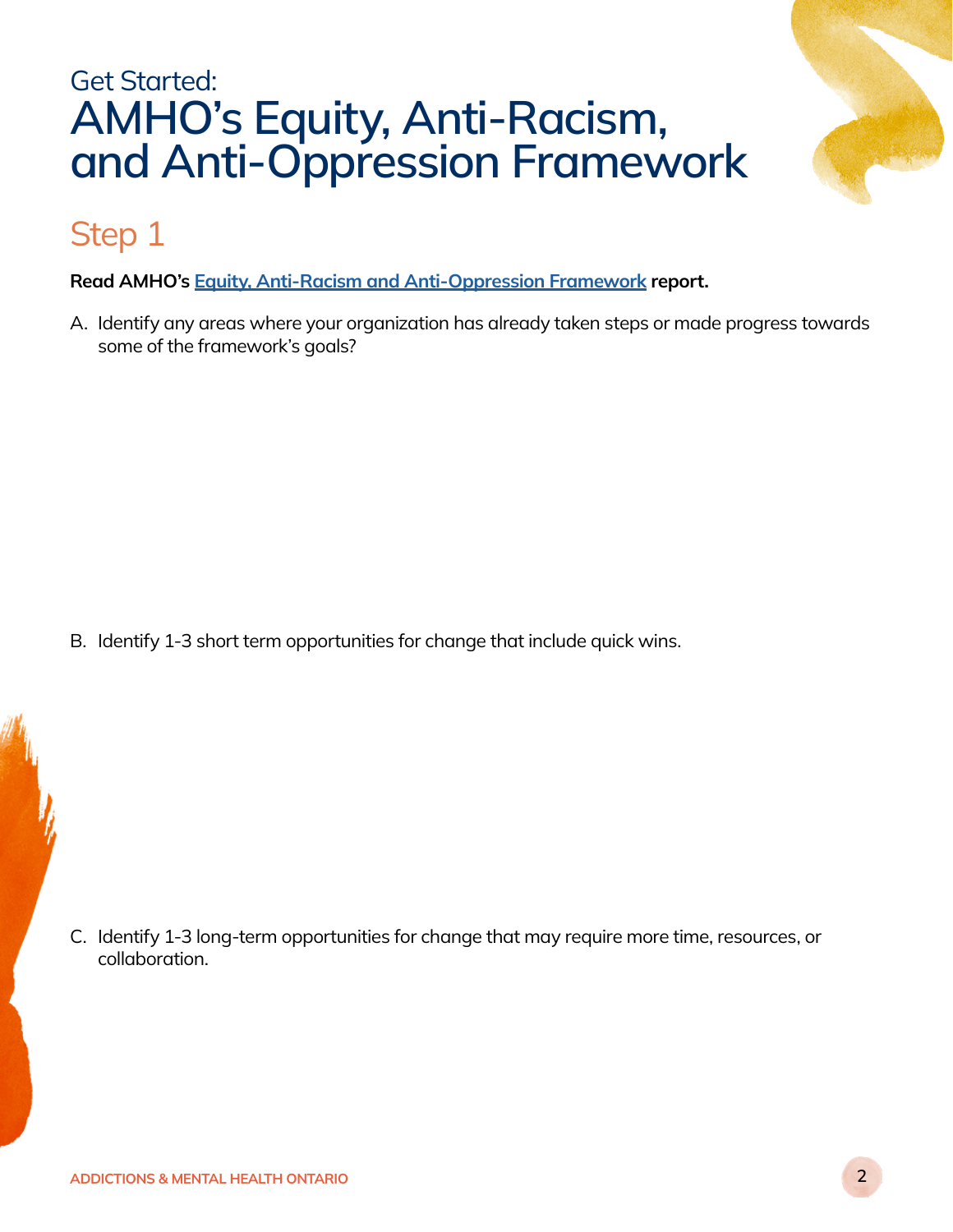Get Started:

# AMHO's Equity, Anti-Racism, and Anti-Oppression Framework

## Step 1

**Read AMHO's Equity, Anti-Racism and Anti-Oppression Framework report.**

A. Identify any areas where your organization has already taken steps or made progress towards some of the framework's goals?

B. Identify 1-3 short term opportunities for change that include quick wins.

C. Identify 1-3 long-term opportunities for change that may require more time, resources, or collaboration.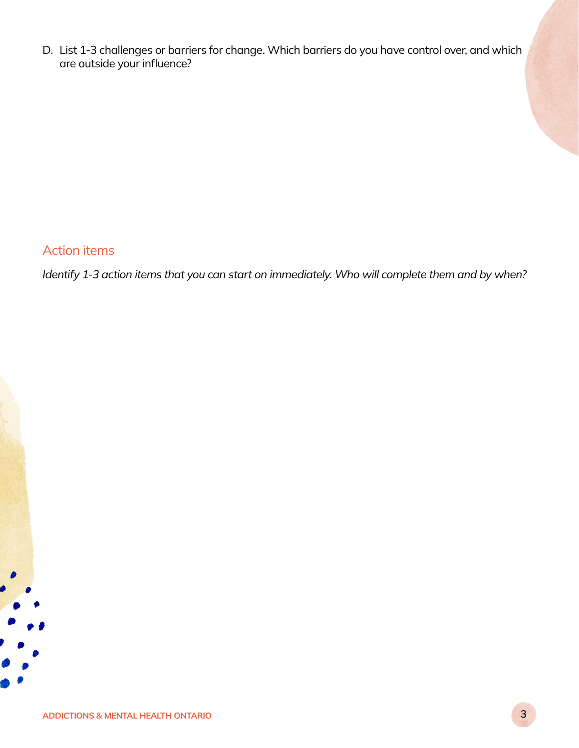D. List 1-3 challenges or barriers for change. Which barriers do you have control over, and which are outside your influence?

## Action items

*Identify 1-3 action items that you can start on immediately. Who will complete them and by when?*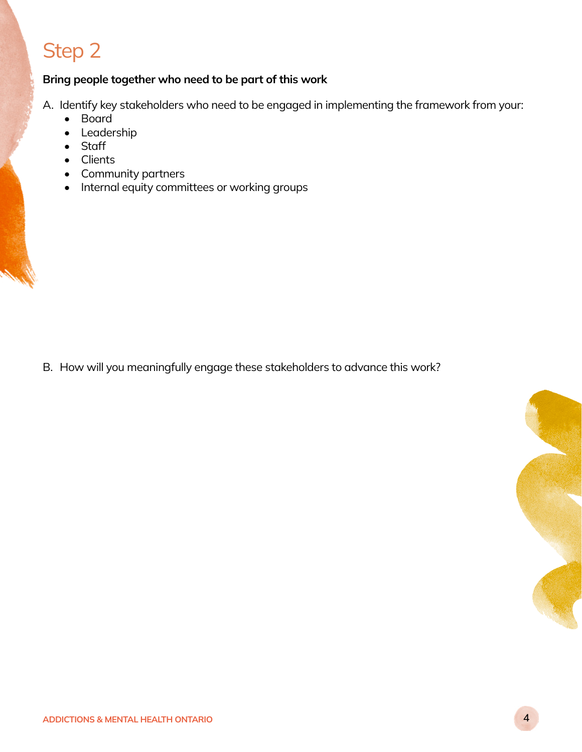# Step 2

**Bring people together who need to be part of this work**

A. Identify key stakeholders who need to be engaged in implementing the framework from your:
   - Board
   - Leadership
   - Staff
   - Clients
   - Community partners
   - Internal equity committees or working groups

B. How will you meaningfully engage these stakeholders to advance this work?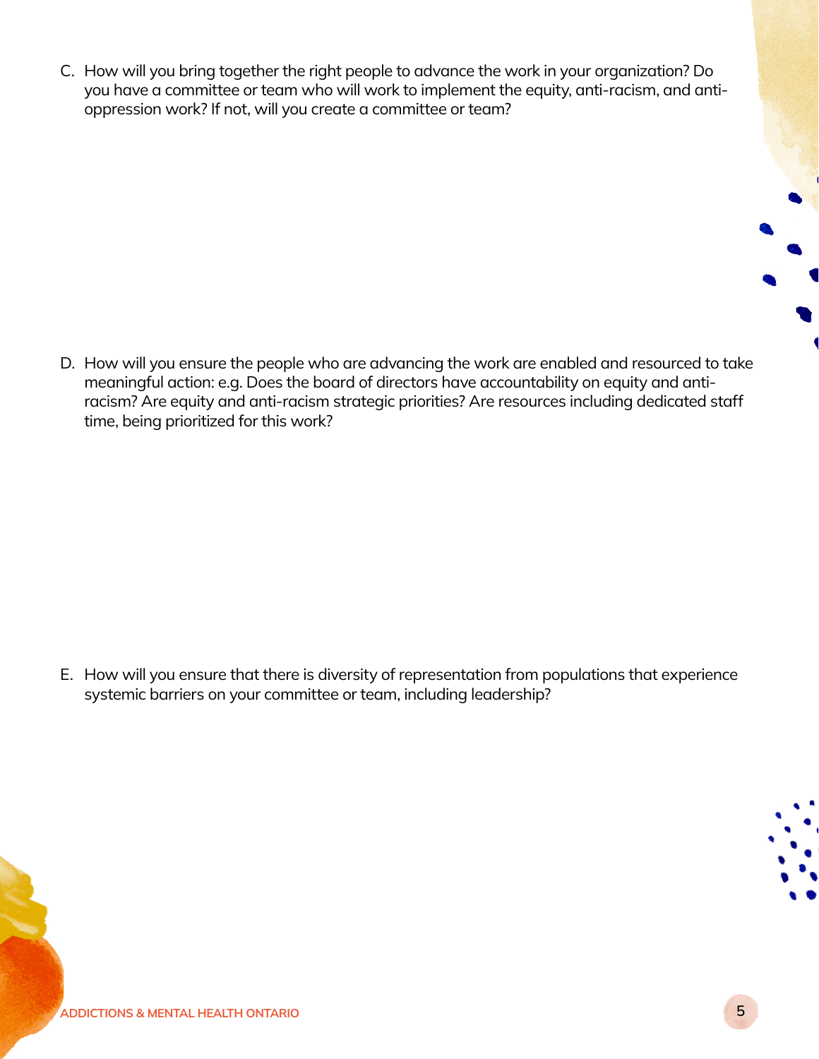C. How will you bring together the right people to advance the work in your organization? Do you have a committee or team who will work to implement the equity, anti-racism, and anti-oppression work? If not, will you create a committee or team?

D. How will you ensure the people who are advancing the work are enabled and resourced to take meaningful action: e.g. Does the board of directors have accountability on equity and anti-racism? Are equity and anti-racism strategic priorities? Are resources including dedicated staff time, being prioritized for this work?

E. How will you ensure that there is diversity of representation from populations that experience systemic barriers on your committee or team, including leadership?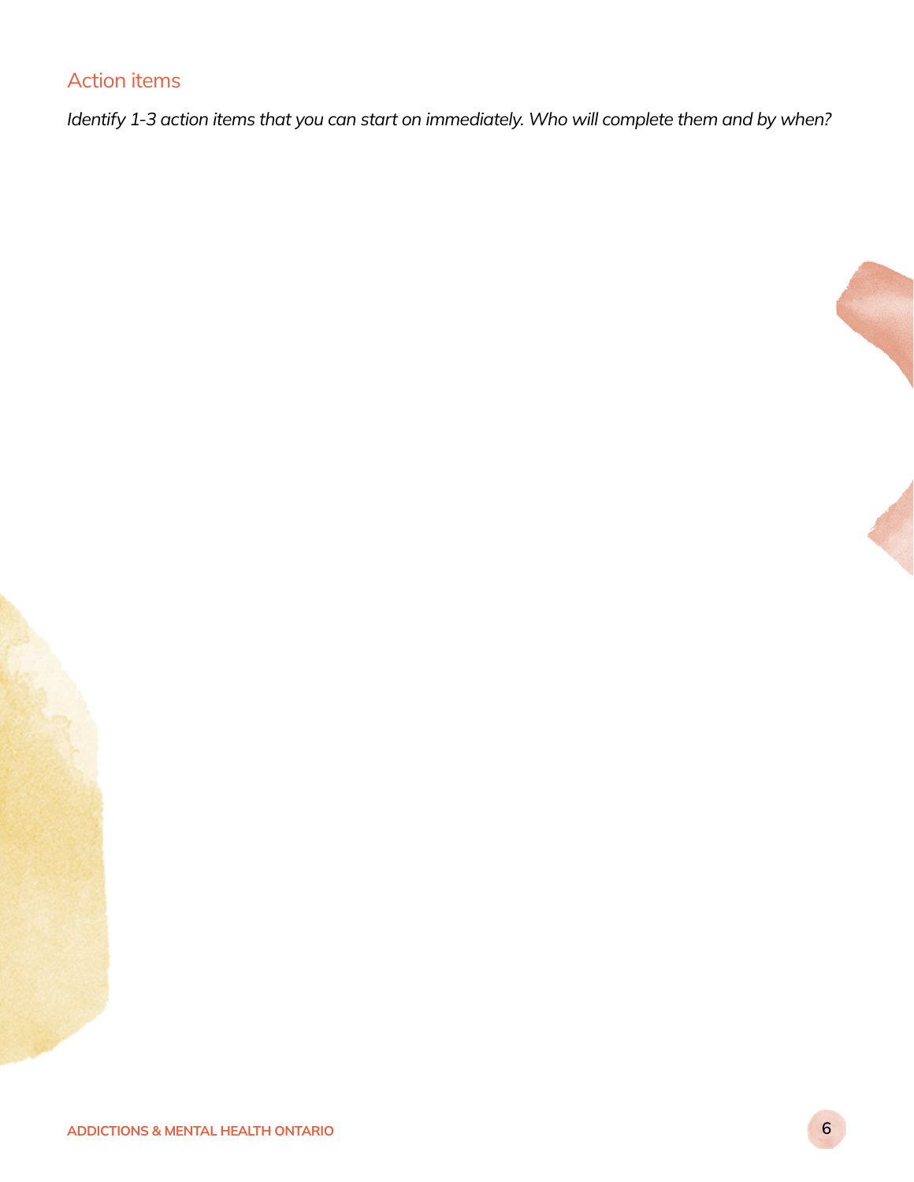## Action items

*Identify 1-3 action items that you can start on immediately. Who will complete them and by when?*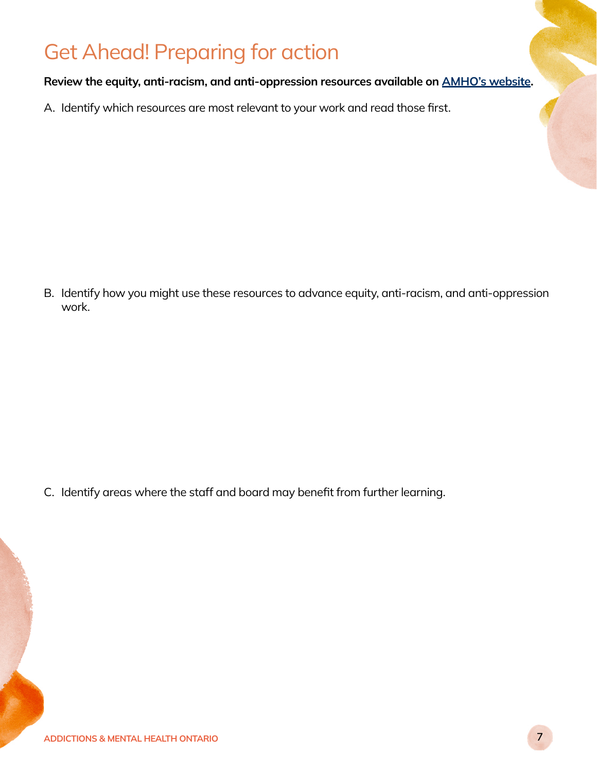# Get Ahead! Preparing for action

**Review the equity, anti-racism, and anti-oppression resources available on AMHO's website.**

A. Identify which resources are most relevant to your work and read those first.

B. Identify how you might use these resources to advance equity, anti-racism, and anti-oppression work.

C. Identify areas where the staff and board may benefit from further learning.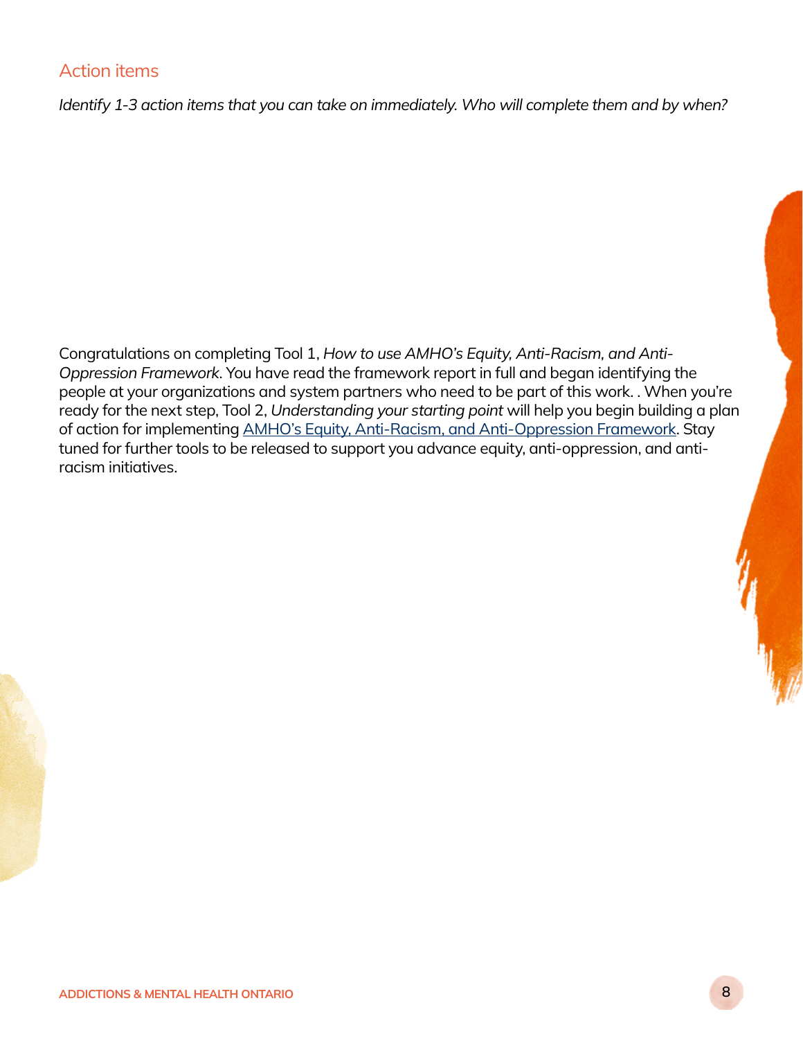## Action items

*Identify 1-3 action items that you can take on immediately. Who will complete them and by when?*

Congratulations on completing Tool 1, *How to use AMHO's Equity, Anti-Racism, and Anti-Oppression Framework*. You have read the framework report in full and began identifying the people at your organizations and system partners who need to be part of this work. . When you're ready for the next step, Tool 2, *Understanding your starting point* will help you begin building a plan of action for implementing AMHO's Equity, Anti-Racism, and Anti-Oppression Framework. Stay tuned for further tools to be released to support you advance equity, anti-oppression, and anti-racism initiatives.